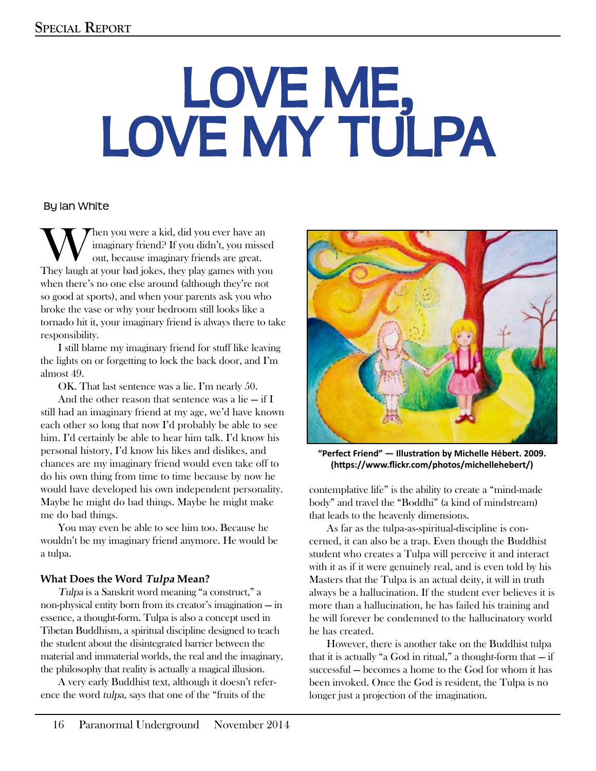# LOVE ME, LOVE MY TULPA

By Ian White

When you were a kid, did you ever have an imaginary friend? If you didn't, you missed out, because imaginary friends are great. They laugh at your bad jokes, they play games with you when there's no one else around (although they're not so good at sports), and when your parents ask you who broke the vase or why your bedroom still looks like a tornado hit it, your imaginary friend is always there to take responsibility.

I still blame my imaginary friend for stuff like leaving the lights on or forgetting to lock the back door, and I'm almost 49.

OK. That last sentence was a lie. I'm nearly 50.

And the other reason that sentence was a lie — if I still had an imaginary friend at my age, we'd have known each other so long that now I'd probably be able to see him. I'd certainly be able to hear him talk. I'd know his personal history, I'd know his likes and dislikes, and chances are my imaginary friend would even take off to do his own thing from time to time because by now he would have developed his own independent personality. Maybe he might do bad things. Maybe he might make me do bad things.

You may even be able to see him too. Because he wouldn't be my imaginary friend anymore. He would be a tulpa.

**"Perfect Friend" — Illustration by Michelle Hébert. 2009. (https://www.flickr.com/photos/michellehebert/)**

### What Does the Word *Tulpa* Mean?

*Tulpa* is a Sanskrit word meaning "a construct," a non-physical entity born from its creator's imagination — in essence, a thought-form. Tulpa is also a concept used in Tibetan Buddhism, a spiritual discipline designed to teach the student about the disintegrated barrier between the material and immaterial worlds, the real and the imaginary, the philosophy that reality is actually a magical illusion.

A very early Buddhist text, although it doesn't reference the word *tulpa*, says that one of the "fruits of the contemplative life" is the ability to create a "mind-made body" and travel the "Boddhi" (a kind of mindstream) that leads to the heavenly dimensions.

As far as the tulpa-as-spiritual-discipline is concerned, it can also be a trap. Even though the Buddhist student who creates a Tulpa will perceive it and interact with it as if it were genuinely real, and is even told by his Masters that the Tulpa is an actual deity, it will in truth always be a hallucination. If the student ever believes it is more than a hallucination, he has failed his training and he will forever be condemned to the hallucinatory world he has created.

However, there is another take on the Buddhist tulpa that it is actually "a God in ritual," a thought-form that — if successful — becomes a home to the God for whom it has been invoked. Once the God is resident, the Tulpa is no longer just a projection of the imagination.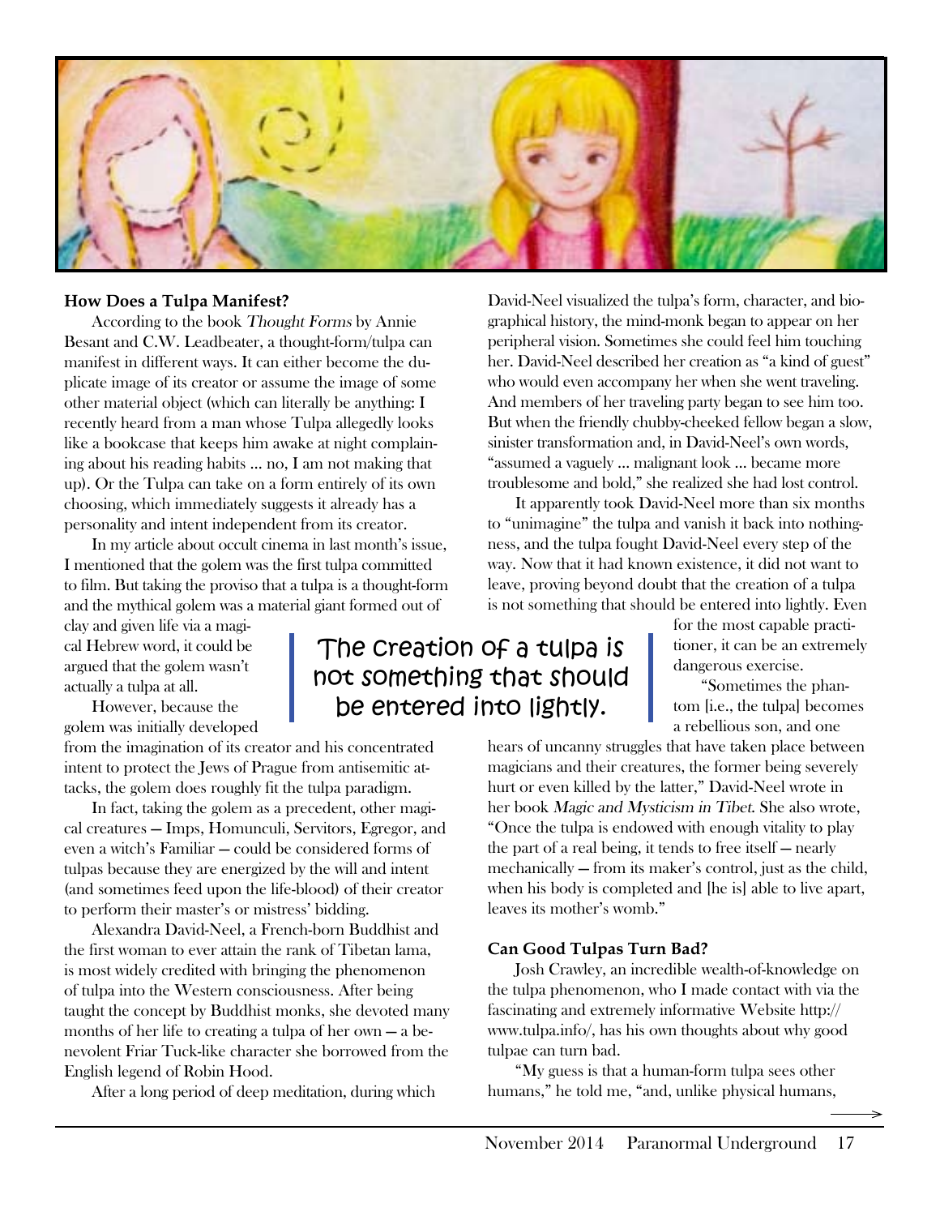## How Does a Tulpa Manifest?

According to the book *Thought Forms* by Annie Besant and C.W. Leadbeater, a thought-form/tulpa can manifest in different ways. It can either become the duplicate image of its creator or assume the image of some other material object (which can literally be anything: I recently heard from a man whose Tulpa allegedly looks like a bookcase that keeps him awake at night complaining about his reading habits … no, I am not making that up). Or the Tulpa can take on a form entirely of its own choosing, which immediately suggests it already has a personality and intent independent from its creator.

In my article about occult cinema in last month's issue, I mentioned that the golem was the first tulpa committed to film. But taking the proviso that a tulpa is a thought-form and the mythical golem was a material giant formed out of clay and given life via a magical Hebrew word, it could be argued that the golem wasn't actually a tulpa at all.

However, because the golem was initially developed from the imagination of its creator and his concentrated intent to protect the Jews of Prague from antisemitic attacks, the golem does roughly fit the tulpa paradigm.

In fact, taking the golem as a precedent, other magical creatures — Imps, Homunculi, Servitors, Egregor, and even a witch's Familiar — could be considered forms of tulpas because they are energized by the will and intent (and sometimes feed upon the life-blood) of their creator to perform their master's or mistress' bidding.

Alexandra David-Neel, a French-born Buddhist and the first woman to ever attain the rank of Tibetan lama, is most widely credited with bringing the phenomenon of tulpa into the Western consciousness. After being taught the concept by Buddhist monks, she devoted many months of her life to creating a tulpa of her own — a benevolent Friar Tuck-like character she borrowed from the English legend of Robin Hood.

After a long period of deep meditation, during which David-Neel visualized the tulpa's form, character, and biographical history, the mind-monk began to appear on her peripheral vision. Sometimes she could feel him touching her. David-Neel described her creation as "a kind of guest" who would even accompany her when she went traveling. And members of her traveling party began to see him too. But when the friendly chubby-cheeked fellow began a slow, sinister transformation and, in David-Neel's own words, "assumed a vaguely … malignant look … became more troublesome and bold," she realized she had lost control.

It apparently took David-Neel more than six months to "unimagine" the tulpa and vanish it back into nothingness, and the tulpa fought David-Neel every step of the way. Now that it had known existence, it did not want to leave, proving beyond doubt that the creation of a tulpa is not something that should be entered into lightly. Even for the most capable practitioner, it can be an extremely dangerous exercise.

> The creation of a tulpa is not something that should be entered into lightly.

"Sometimes the phantom [i.e., the tulpa] becomes a rebellious son, and one hears of uncanny struggles that have taken place between magicians and their creatures, the former being severely hurt or even killed by the latter," David-Neel wrote in her book *Magic and Mysticism in Tibet*. She also wrote, "Once the tulpa is endowed with enough vitality to play the part of a real being, it tends to free itself — nearly mechanically — from its maker's control, just as the child, when his body is completed and [he is] able to live apart, leaves its mother's womb."

## Can Good Tulpas Turn Bad?

Josh Crawley, an incredible wealth-of-knowledge on the tulpa phenomenon, who I made contact with via the fascinating and extremely informative Website http://www.tulpa.info/, has his own thoughts about why good tulpae can turn bad.

"My guess is that a human-form tulpa sees other humans," he told me, "and, unlike physical humans,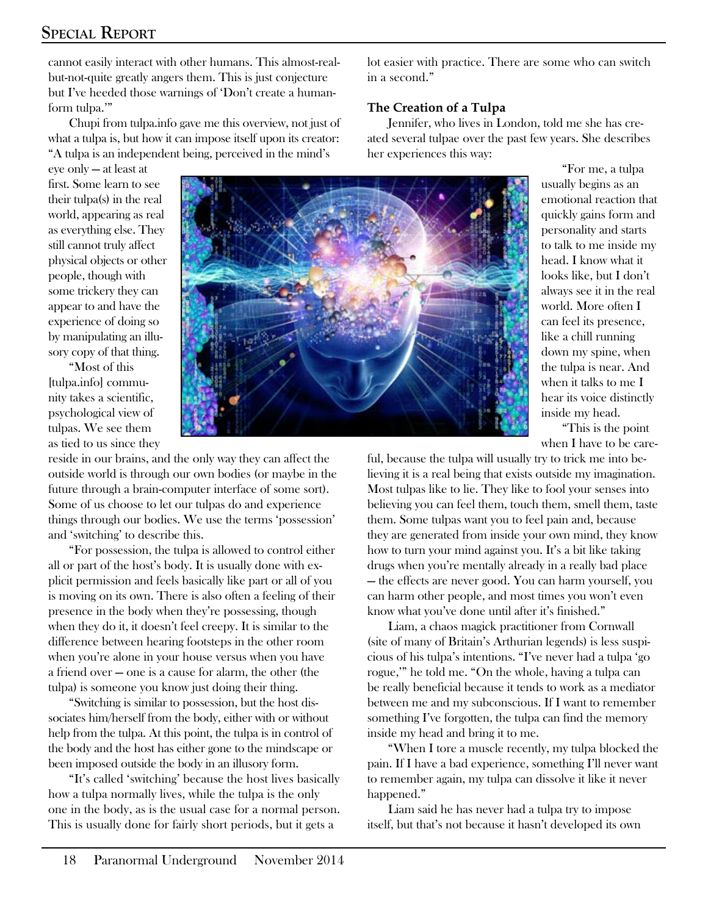cannot easily interact with other humans. This almost-real-but-not-quite greatly angers them. This is just conjecture but I've heeded those warnings of 'Don't create a human-form tulpa.'"

Chupi from tulpa.info gave me this overview, not just of what a tulpa is, but how it can impose itself upon its creator: "A tulpa is an independent being, perceived in the mind's eye only — at least at first. Some learn to see their tulpa(s) in the real world, appearing as real as everything else. They still cannot truly affect physical objects or other people, though with some trickery they can appear to and have the experience of doing so by manipulating an illusory copy of that thing.

"Most of this [tulpa.info] community takes a scientific, psychological view of tulpas. We see them as tied to us since they reside in our brains, and the only way they can affect the outside world is through our own bodies (or maybe in the future through a brain-computer interface of some sort). Some of us choose to let our tulpas do and experience things through our bodies. We use the terms 'possession' and 'switching' to describe this.

"For possession, the tulpa is allowed to control either all or part of the host's body. It is usually done with explicit permission and feels basically like part or all of you is moving on its own. There is also often a feeling of their presence in the body when they're possessing, though when they do it, it doesn't feel creepy. It is similar to the difference between hearing footsteps in the other room when you're alone in your house versus when you have a friend over — one is a cause for alarm, the other (the tulpa) is someone you know just doing their thing.

"Switching is similar to possession, but the host dissociates him/herself from the body, either with or without help from the tulpa. At this point, the tulpa is in control of the body and the host has either gone to the mindscape or been imposed outside the body in an illusory form.

"It's called 'switching' because the host lives basically how a tulpa normally lives, while the tulpa is the only one in the body, as is the usual case for a normal person. This is usually done for fairly short periods, but it gets a lot easier with practice. There are some who can switch in a second."

### The Creation of a Tulpa

Jennifer, who lives in London, told me she has created several tulpae over the past few years. She describes her experiences this way:

"For me, a tulpa usually begins as an emotional reaction that quickly gains form and personality and starts to talk to me inside my head. I know what it looks like, but I don't always see it in the real world. More often I can feel its presence, like a chill running down my spine, when the tulpa is near. And when it talks to me I hear its voice distinctly inside my head.

"This is the point when I have to be careful, because the tulpa will usually try to trick me into believing it is a real being that exists outside my imagination. Most tulpas like to lie. They like to fool your senses into believing you can feel them, touch them, smell them, taste them. Some tulpas want you to feel pain and, because they are generated from inside your own mind, they know how to turn your mind against you. It's a bit like taking drugs when you're mentally already in a really bad place — the effects are never good. You can harm yourself, you can harm other people, and most times you won't even know what you've done until after it's finished."

Liam, a chaos magick practitioner from Cornwall (site of many of Britain's Arthurian legends) is less suspicious of his tulpa's intentions. "I've never had a tulpa 'go rogue,'" he told me. "On the whole, having a tulpa can be really beneficial because it tends to work as a mediator between me and my subconscious. If I want to remember something I've forgotten, the tulpa can find the memory inside my head and bring it to me.

"When I tore a muscle recently, my tulpa blocked the pain. If I have a bad experience, something I'll never want to remember again, my tulpa can dissolve it like it never happened."

Liam said he has never had a tulpa try to impose itself, but that's not because it hasn't developed its own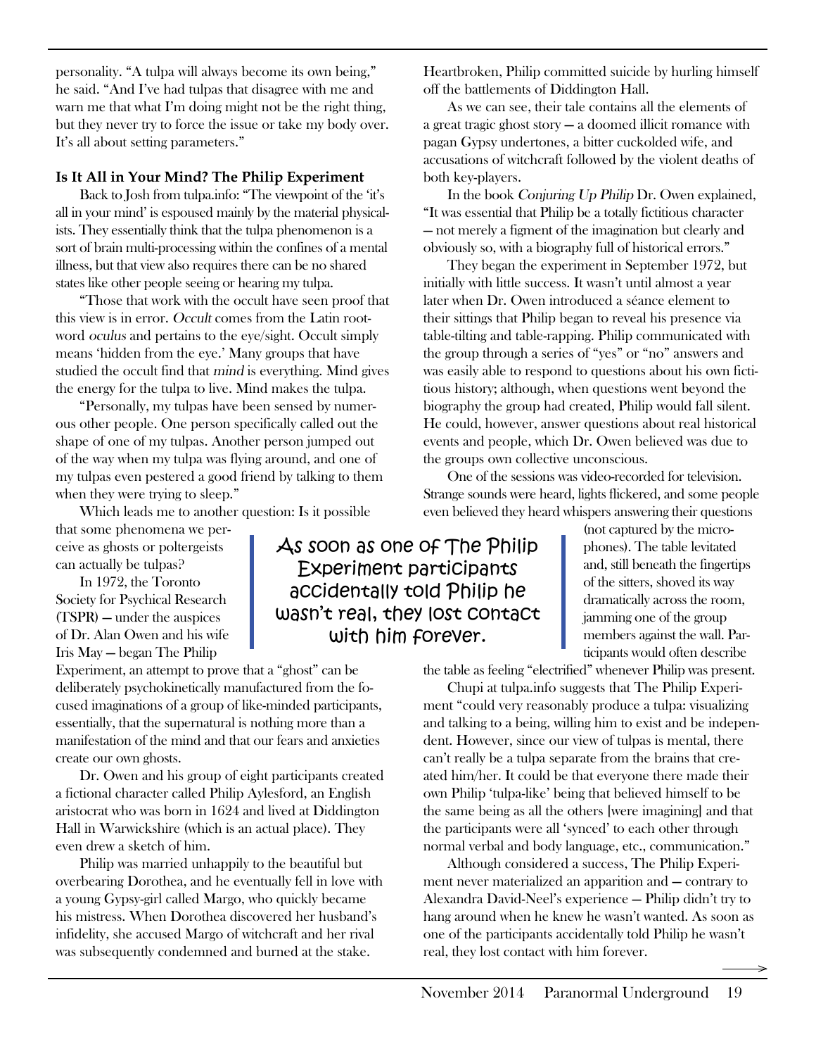personality. "A tulpa will always become its own being," he said. "And I've had tulpas that disagree with me and warn me that what I'm doing might not be the right thing, but they never try to force the issue or take my body over. It's all about setting parameters."

**Is It All in Your Mind? The Philip Experiment**

Back to Josh from tulpa.info: "The viewpoint of the 'it's all in your mind' is espoused mainly by the material physicalists. They essentially think that the tulpa phenomenon is a sort of brain multi-processing within the confines of a mental illness, but that view also requires there can be no shared states like other people seeing or hearing my tulpa.

"Those that work with the occult have seen proof that this view is in error. *Occult* comes from the Latin root-word *oculus* and pertains to the eye/sight. Occult simply means 'hidden from the eye.' Many groups that have studied the occult find that *mind* is everything. Mind gives the energy for the tulpa to live. Mind makes the tulpa.

"Personally, my tulpas have been sensed by numerous other people. One person specifically called out the shape of one of my tulpas. Another person jumped out of the way when my tulpa was flying around, and one of my tulpas even pestered a good friend by talking to them when they were trying to sleep."

Which leads me to another question: Is it possible that some phenomena we perceive as ghosts or poltergeists can actually be tulpas?

In 1972, the Toronto Society for Psychical Research (TSPR) — under the auspices of Dr. Alan Owen and his wife Iris May — began The Philip Experiment, an attempt to prove that a "ghost" can be deliberately psychokinetically manufactured from the focused imaginations of a group of like-minded participants, essentially, that the supernatural is nothing more than a manifestation of the mind and that our fears and anxieties create our own ghosts.

Dr. Owen and his group of eight participants created a fictional character called Philip Aylesford, an English aristocrat who was born in 1624 and lived at Diddington Hall in Warwickshire (which is an actual place). They even drew a sketch of him.

Philip was married unhappily to the beautiful but overbearing Dorothea, and he eventually fell in love with a young Gypsy-girl called Margo, who quickly became his mistress. When Dorothea discovered her husband's infidelity, she accused Margo of witchcraft and her rival was subsequently condemned and burned at the stake. Heartbroken, Philip committed suicide by hurling himself off the battlements of Diddington Hall.

As we can see, their tale contains all the elements of a great tragic ghost story — a doomed illicit romance with pagan Gypsy undertones, a bitter cuckolded wife, and accusations of witchcraft followed by the violent deaths of both key-players.

In the book *Conjuring Up Philip* Dr. Owen explained, "It was essential that Philip be a totally fictitious character — not merely a figment of the imagination but clearly and obviously so, with a biography full of historical errors."

They began the experiment in September 1972, but initially with little success. It wasn't until almost a year later when Dr. Owen introduced a séance element to their sittings that Philip began to reveal his presence via table-tilting and table-rapping. Philip communicated with the group through a series of "yes" or "no" answers and was easily able to respond to questions about his own fictitious history; although, when questions went beyond the biography the group had created, Philip would fall silent. He could, however, answer questions about real historical events and people, which Dr. Owen believed was due to the groups own collective unconscious.

One of the sessions was video-recorded for television. Strange sounds were heard, lights flickered, and some people even believed they heard whispers answering their questions (not captured by the microphones). The table levitated and, still beneath the fingertips of the sitters, shoved its way dramatically across the room, jamming one of the group members against the wall. Participants would often describe the table as feeling "electrified" whenever Philip was present.

> As soon as one of The Philip Experiment participants accidentally told Philip he wasn't real, they lost contact with him forever.

Chupi at tulpa.info suggests that The Philip Experiment "could very reasonably produce a tulpa: visualizing and talking to a being, willing him to exist and be independent. However, since our view of tulpas is mental, there can't really be a tulpa separate from the brains that created him/her. It could be that everyone there made their own Philip 'tulpa-like' being that believed himself to be the same being as all the others [were imagining] and that the participants were all 'synced' to each other through normal verbal and body language, etc., communication."

Although considered a success, The Philip Experiment never materialized an apparition and — contrary to Alexandra David-Neel's experience — Philip didn't try to hang around when he knew he wasn't wanted. As soon as one of the participants accidentally told Philip he wasn't real, they lost contact with him forever.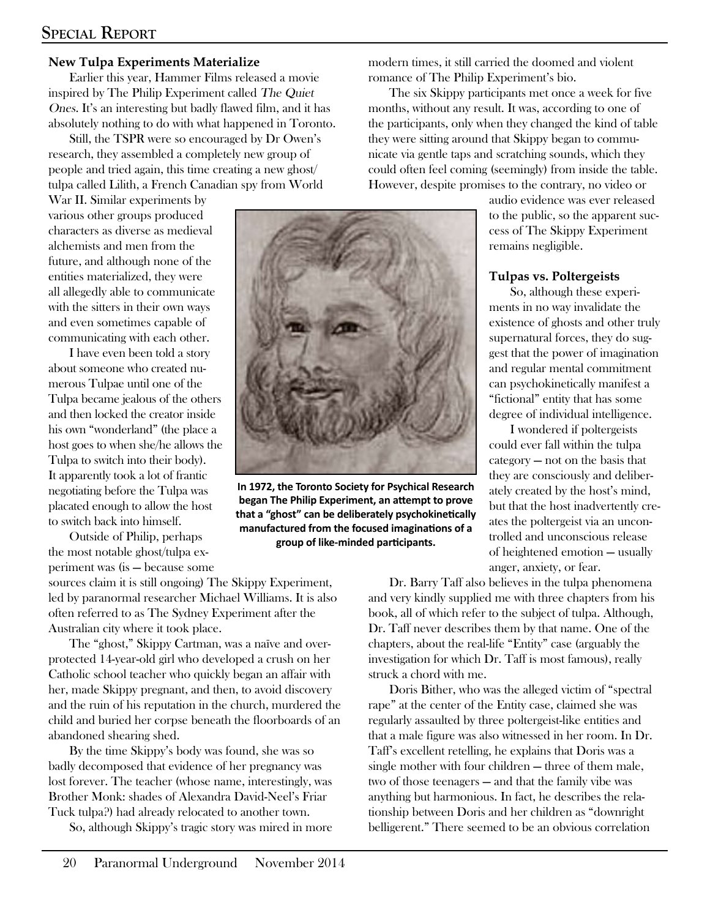### New Tulpa Experiments Materialize

Earlier this year, Hammer Films released a movie inspired by The Philip Experiment called *The Quiet Ones*. It's an interesting but badly flawed film, and it has absolutely nothing to do with what happened in Toronto.

Still, the TSPR were so encouraged by Dr Owen's research, they assembled a completely new group of people and tried again, this time creating a new ghost/tulpa called Lilith, a French Canadian spy from World War II. Similar experiments by various other groups produced characters as diverse as medieval alchemists and men from the future, and although none of the entities materialized, they were all allegedly able to communicate with the sitters in their own ways and even sometimes capable of communicating with each other.

I have even been told a story about someone who created numerous Tulpae until one of the Tulpa became jealous of the others and then locked the creator inside his own "wonderland" (the place a host goes to when she/he allows the Tulpa to switch into their body). It apparently took a lot of frantic negotiating before the Tulpa was placated enough to allow the host to switch back into himself.

Outside of Philip, perhaps the most notable ghost/tulpa experiment was (is — because some sources claim it is still ongoing) The Skippy Experiment, led by paranormal researcher Michael Williams. It is also often referred to as The Sydney Experiment after the Australian city where it took place.

The "ghost," Skippy Cartman, was a naïve and over-protected 14-year-old girl who developed a crush on her Catholic school teacher who quickly began an affair with her, made Skippy pregnant, and then, to avoid discovery and the ruin of his reputation in the church, murdered the child and buried her corpse beneath the floorboards of an abandoned shearing shed.

By the time Skippy's body was found, she was so badly decomposed that evidence of her pregnancy was lost forever. The teacher (whose name, interestingly, was Brother Monk: shades of Alexandra David-Neel's Friar Tuck tulpa?) had already relocated to another town.

So, although Skippy's tragic story was mired in more modern times, it still carried the doomed and violent romance of The Philip Experiment's bio.

The six Skippy participants met once a week for five months, without any result. It was, according to one of the participants, only when they changed the kind of table they were sitting around that Skippy began to communicate via gentle taps and scratching sounds, which they could often feel coming (seemingly) from inside the table. However, despite promises to the contrary, no video or audio evidence was ever released to the public, so the apparent success of The Skippy Experiment remains negligible.

**In 1972, the Toronto Society for Psychical Research began The Philip Experiment, an attempt to prove that a "ghost" can be deliberately psychokinetically manufactured from the focused imaginations of a group of like-minded participants.**

### Tulpas vs. Poltergeists

So, although these experiments in no way invalidate the existence of ghosts and other truly supernatural forces, they do suggest that the power of imagination and regular mental commitment can psychokinetically manifest a "fictional" entity that has some degree of individual intelligence.

I wondered if poltergeists could ever fall within the tulpa category — not on the basis that they are consciously and deliberately created by the host's mind, but that the host inadvertently creates the poltergeist via an uncontrolled and unconscious release of heightened emotion — usually anger, anxiety, or fear.

Dr. Barry Taff also believes in the tulpa phenomena and very kindly supplied me with three chapters from his book, all of which refer to the subject of tulpa. Although, Dr. Taff never describes them by that name. One of the chapters, about the real-life "Entity" case (arguably the investigation for which Dr. Taff is most famous), really struck a chord with me.

Doris Bither, who was the alleged victim of "spectral rape" at the center of the Entity case, claimed she was regularly assaulted by three poltergeist-like entities and that a male figure was also witnessed in her room. In Dr. Taff's excellent retelling, he explains that Doris was a single mother with four children — three of them male, two of those teenagers — and that the family vibe was anything but harmonious. In fact, he describes the relationship between Doris and her children as "downright belligerent." There seemed to be an obvious correlation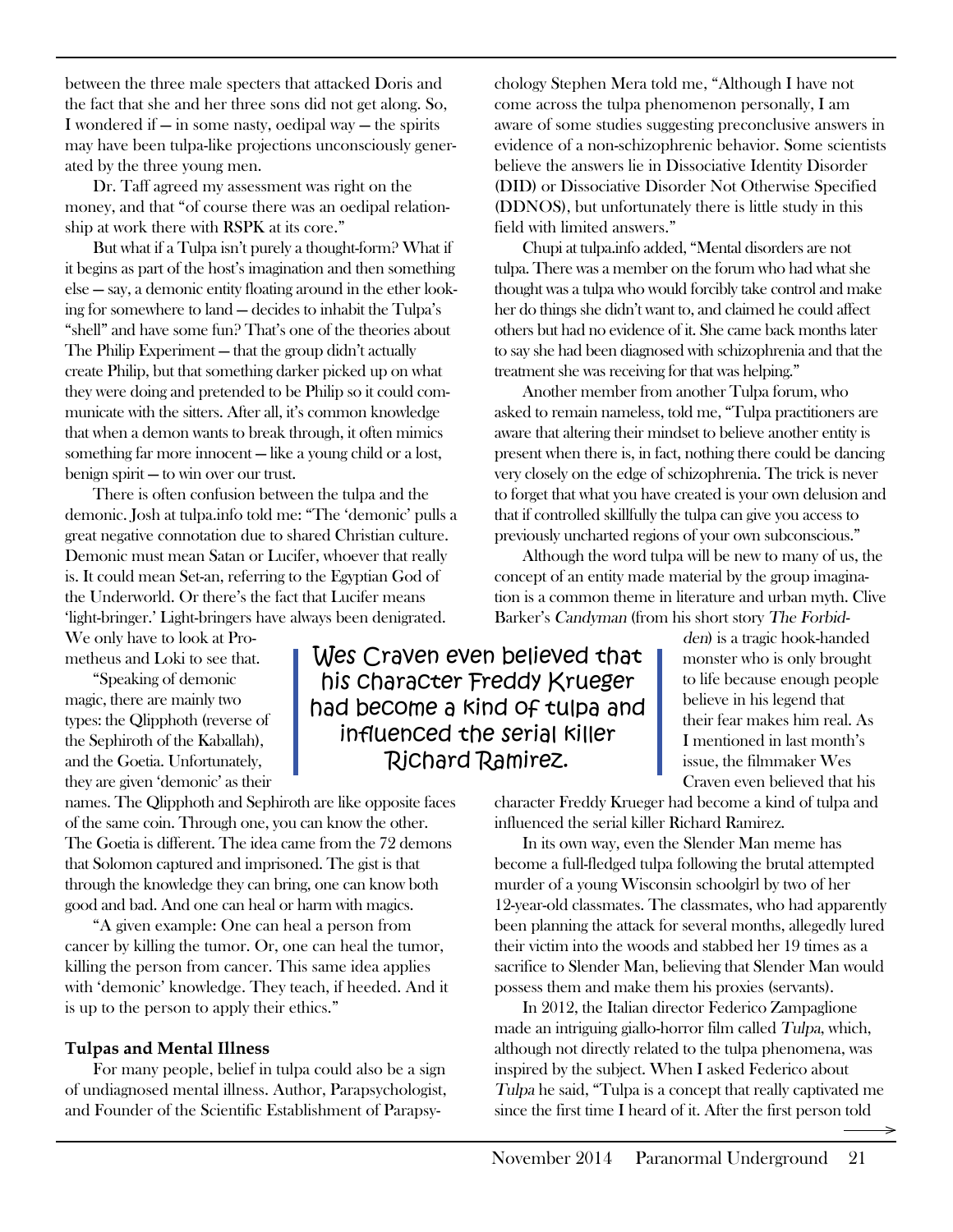between the three male specters that attacked Doris and the fact that she and her three sons did not get along. So, I wondered if — in some nasty, oedipal way — the spirits may have been tulpa-like projections unconsciously generated by the three young men.

Dr. Taff agreed my assessment was right on the money, and that "of course there was an oedipal relationship at work there with RSPK at its core."

But what if a Tulpa isn't purely a thought-form? What if it begins as part of the host's imagination and then something else — say, a demonic entity floating around in the ether looking for somewhere to land — decides to inhabit the Tulpa's "shell" and have some fun? That's one of the theories about The Philip Experiment — that the group didn't actually create Philip, but that something darker picked up on what they were doing and pretended to be Philip so it could communicate with the sitters. After all, it's common knowledge that when a demon wants to break through, it often mimics something far more innocent — like a young child or a lost, benign spirit — to win over our trust.

There is often confusion between the tulpa and the demonic. Josh at tulpa.info told me: "The 'demonic' pulls a great negative connotation due to shared Christian culture. Demonic must mean Satan or Lucifer, whoever that really is. It could mean Set-an, referring to the Egyptian God of the Underworld. Or there's the fact that Lucifer means 'light-bringer.' Light-bringers have always been denigrated. We only have to look at Prometheus and Loki to see that.

"Speaking of demonic magic, there are mainly two types: the Qlipphoth (reverse of the Sephiroth of the Kaballah), and the Goetia. Unfortunately, they are given 'demonic' as their names. The Qlipphoth and Sephiroth are like opposite faces of the same coin. Through one, you can know the other. The Goetia is different. The idea came from the 72 demons that Solomon captured and imprisoned. The gist is that through the knowledge they can bring, one can know both good and bad. And one can heal or harm with magics.

"A given example: One can heal a person from cancer by killing the tumor. Or, one can heal the tumor, killing the person from cancer. This same idea applies with 'demonic' knowledge. They teach, if heeded. And it is up to the person to apply their ethics."

**Tulpas and Mental Illness**

For many people, belief in tulpa could also be a sign of undiagnosed mental illness. Author, Parapsychologist, and Founder of the Scientific Establishment of Parapsychology Stephen Mera told me, "Although I have not come across the tulpa phenomenon personally, I am aware of some studies suggesting preconclusive answers in evidence of a non-schizophrenic behavior. Some scientists believe the answers lie in Dissociative Identity Disorder (DID) or Dissociative Disorder Not Otherwise Specified (DDNOS), but unfortunately there is little study in this field with limited answers."

Chupi at tulpa.info added, "Mental disorders are not tulpa. There was a member on the forum who had what she thought was a tulpa who would forcibly take control and make her do things she didn't want to, and claimed he could affect others but had no evidence of it. She came back months later to say she had been diagnosed with schizophrenia and that the treatment she was receiving for that was helping."

Another member from another Tulpa forum, who asked to remain nameless, told me, "Tulpa practitioners are aware that altering their mindset to believe another entity is present when there is, in fact, nothing there could be dancing very closely on the edge of schizophrenia. The trick is never to forget that what you have created is your own delusion and that if controlled skillfully the tulpa can give you access to previously uncharted regions of your own subconscious."

Although the word tulpa will be new to many of us, the concept of an entity made material by the group imagination is a common theme in literature and urban myth. Clive Barker's *Candyman* (from his short story *The Forbidden*) is a tragic hook-handed monster who is only brought to life because enough people believe in his legend that their fear makes him real. As I mentioned in last month's issue, the filmmaker Wes Craven even believed that his character Freddy Krueger had become a kind of tulpa and influenced the serial killer Richard Ramirez.

> Wes Craven even believed that his character Freddy Krueger had become a kind of tulpa and influenced the serial killer Richard Ramirez.

In its own way, even the Slender Man meme has become a full-fledged tulpa following the brutal attempted murder of a young Wisconsin schoolgirl by two of her 12-year-old classmates. The classmates, who had apparently been planning the attack for several months, allegedly lured their victim into the woods and stabbed her 19 times as a sacrifice to Slender Man, believing that Slender Man would possess them and make them his proxies (servants).

In 2012, the Italian director Federico Zampaglione made an intriguing giallo-horror film called *Tulpa*, which, although not directly related to the tulpa phenomena, was inspired by the subject. When I asked Federico about *Tulpa* he said, "Tulpa is a concept that really captivated me since the first time I heard of it. After the first person told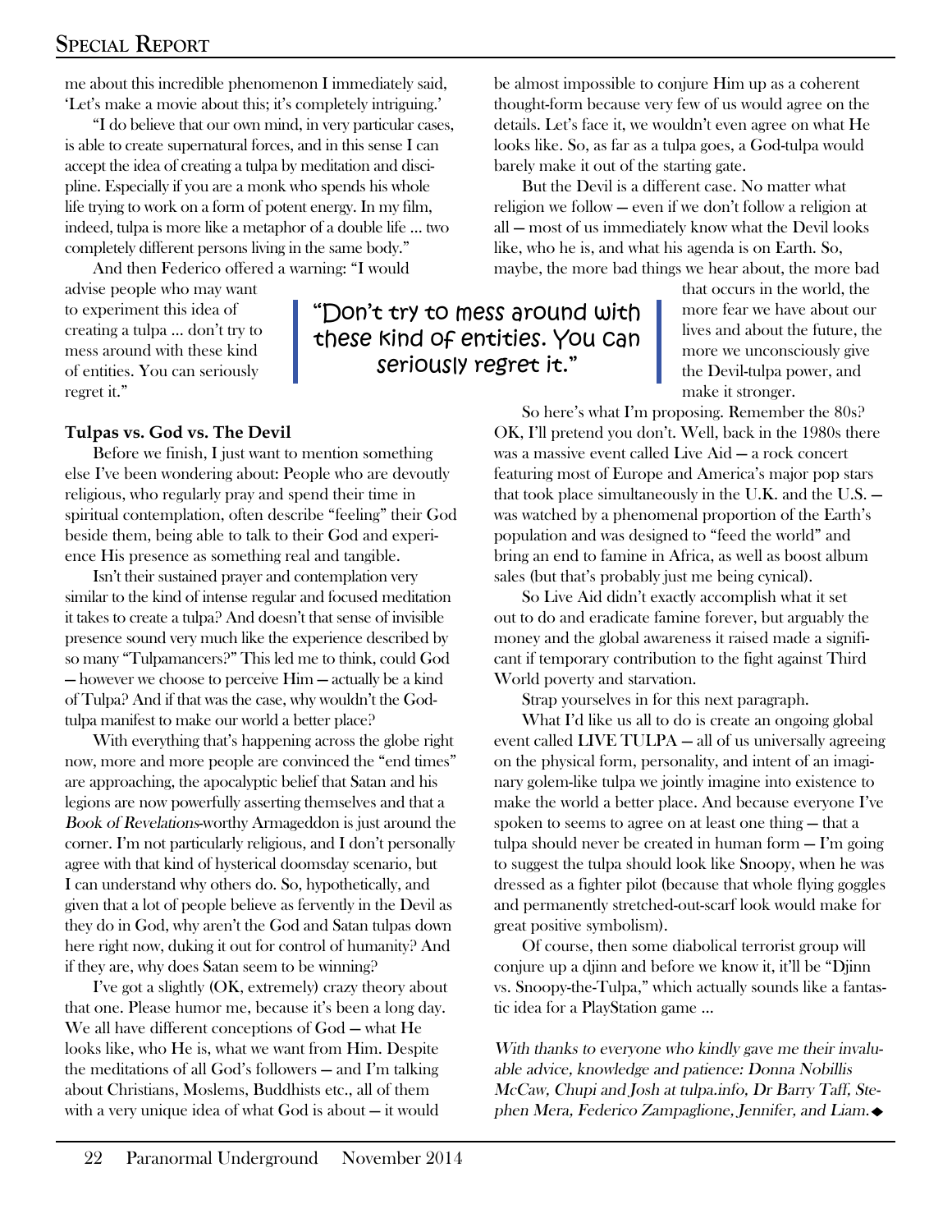me about this incredible phenomenon I immediately said, 'Let's make a movie about this; it's completely intriguing.'

"I do believe that our own mind, in very particular cases, is able to create supernatural forces, and in this sense I can accept the idea of creating a tulpa by meditation and discipline. Especially if you are a monk who spends his whole life trying to work on a form of potent energy. In my film, indeed, tulpa is more like a metaphor of a double life ... two completely different persons living in the same body."

And then Federico offered a warning: "I would advise people who may want to experiment this idea of creating a tulpa ... don't try to mess around with these kind of entities. You can seriously regret it."

> "Don't try to mess around with these kind of entities. You can seriously regret it."

**Tulpas vs. God vs. The Devil**

Before we finish, I just want to mention something else I've been wondering about: People who are devoutly religious, who regularly pray and spend their time in spiritual contemplation, often describe "feeling" their God beside them, being able to talk to their God and experience His presence as something real and tangible.

Isn't their sustained prayer and contemplation very similar to the kind of intense regular and focused meditation it takes to create a tulpa? And doesn't that sense of invisible presence sound very much like the experience described by so many "Tulpamancers?" This led me to think, could God — however we choose to perceive Him — actually be a kind of Tulpa? And if that was the case, why wouldn't the God-tulpa manifest to make our world a better place?

With everything that's happening across the globe right now, more and more people are convinced the "end times" are approaching, the apocalyptic belief that Satan and his legions are now powerfully asserting themselves and that a *Book of Revelations*-worthy Armageddon is just around the corner. I'm not particularly religious, and I don't personally agree with that kind of hysterical doomsday scenario, but I can understand why others do. So, hypothetically, and given that a lot of people believe as fervently in the Devil as they do in God, why aren't the God and Satan tulpas down here right now, duking it out for control of humanity? And if they are, why does Satan seem to be winning?

I've got a slightly (OK, extremely) crazy theory about that one. Please humor me, because it's been a long day. We all have different conceptions of God — what He looks like, who He is, what we want from Him. Despite the meditations of all God's followers — and I'm talking about Christians, Moslems, Buddhists etc., all of them with a very unique idea of what God is about — it would be almost impossible to conjure Him up as a coherent thought-form because very few of us would agree on the details. Let's face it, we wouldn't even agree on what He looks like. So, as far as a tulpa goes, a God-tulpa would barely make it out of the starting gate.

But the Devil is a different case. No matter what religion we follow — even if we don't follow a religion at all — most of us immediately know what the Devil looks like, who he is, and what his agenda is on Earth. So, maybe, the more bad things we hear about, the more bad that occurs in the world, the more fear we have about our lives and about the future, the more we unconsciously give the Devil-tulpa power, and make it stronger.

So here's what I'm proposing. Remember the 80s? OK, I'll pretend you don't. Well, back in the 1980s there was a massive event called Live Aid — a rock concert featuring most of Europe and America's major pop stars that took place simultaneously in the U.K. and the U.S. — was watched by a phenomenal proportion of the Earth's population and was designed to "feed the world" and bring an end to famine in Africa, as well as boost album sales (but that's probably just me being cynical).

So Live Aid didn't exactly accomplish what it set out to do and eradicate famine forever, but arguably the money and the global awareness it raised made a significant if temporary contribution to the fight against Third World poverty and starvation.

Strap yourselves in for this next paragraph.

What I'd like us all to do is create an ongoing global event called LIVE TULPA — all of us universally agreeing on the physical form, personality, and intent of an imaginary golem-like tulpa we jointly imagine into existence to make the world a better place. And because everyone I've spoken to seems to agree on at least one thing — that a tulpa should never be created in human form — I'm going to suggest the tulpa should look like Snoopy, when he was dressed as a fighter pilot (because that whole flying goggles and permanently stretched-out-scarf look would make for great positive symbolism).

Of course, then some diabolical terrorist group will conjure up a djinn and before we know it, it'll be "Djinn vs. Snoopy-the-Tulpa," which actually sounds like a fantastic idea for a PlayStation game ...

*With thanks to everyone who kindly gave me their invaluable advice, knowledge and patience: Donna Nobillis McCaw, Chupi and Josh at tulpa.info, Dr Barry Taff, Stephen Mera, Federico Zampaglione, Jennifer, and Liam.* ◆